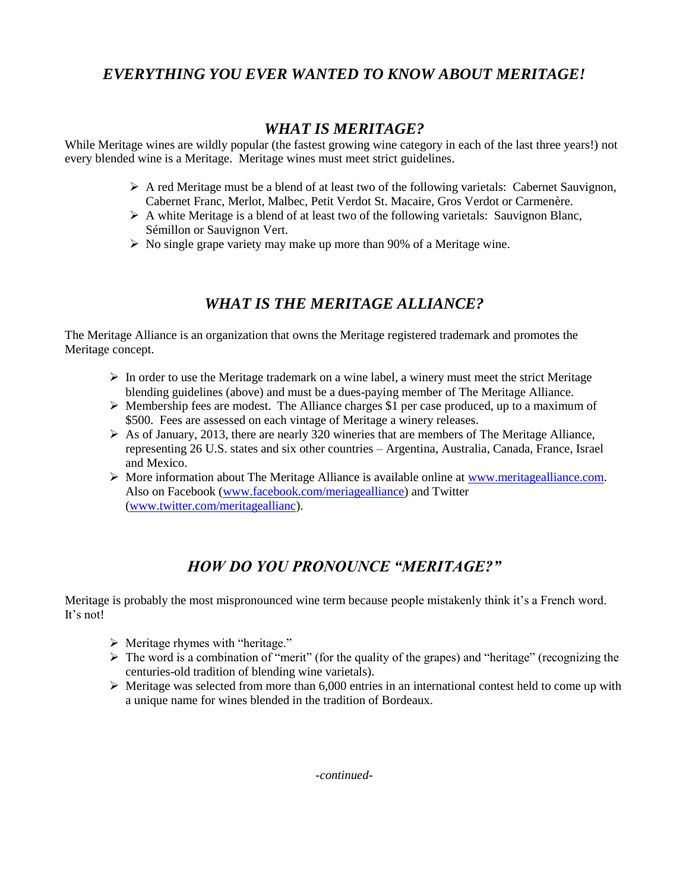# *EVERYTHING YOU EVER WANTED TO KNOW ABOUT MERITAGE!*

## *WHAT IS MERITAGE?*

While Meritage wines are wildly popular (the fastest growing wine category in each of the last three years!) not every blended wine is a Meritage. Meritage wines must meet strict guidelines.

- A red Meritage must be a blend of at least two of the following varietals: Cabernet Sauvignon, Cabernet Franc, Merlot, Malbec, Petit Verdot St. Macaire, Gros Verdot or Carmenère.
- A white Meritage is a blend of at least two of the following varietals: Sauvignon Blanc, Sémillon or Sauvignon Vert.
- No single grape variety may make up more than 90% of a Meritage wine.

## *WHAT IS THE MERITAGE ALLIANCE?*

The Meritage Alliance is an organization that owns the Meritage registered trademark and promotes the Meritage concept.

- In order to use the Meritage trademark on a wine label, a winery must meet the strict Meritage blending guidelines (above) and must be a dues-paying member of The Meritage Alliance.
- Membership fees are modest. The Alliance charges $1 per case produced, up to a maximum of $500. Fees are assessed on each vintage of Meritage a winery releases.
- As of January, 2013, there are nearly 320 wineries that are members of The Meritage Alliance, representing 26 U.S. states and six other countries – Argentina, Australia, Canada, France, Israel and Mexico.
- More information about The Meritage Alliance is available online at [www.meritagealliance.com](www.meritagealliance.com). Also on Facebook ([www.facebook.com/meriagealliance](www.facebook.com/meriagealliance)) and Twitter ([www.twitter.com/meritagealliance](www.twitter.com/meritagealliance)).

## *HOW DO YOU PRONOUNCE "MERITAGE?"*

Meritage is probably the most mispronounced wine term because people mistakenly think it's a French word. It's not!

- Meritage rhymes with "heritage."
- The word is a combination of "merit" (for the quality of the grapes) and "heritage" (recognizing the centuries-old tradition of blending wine varietals).
- Meritage was selected from more than 6,000 entries in an international contest held to come up with a unique name for wines blended in the tradition of Bordeaux.

*-continued-*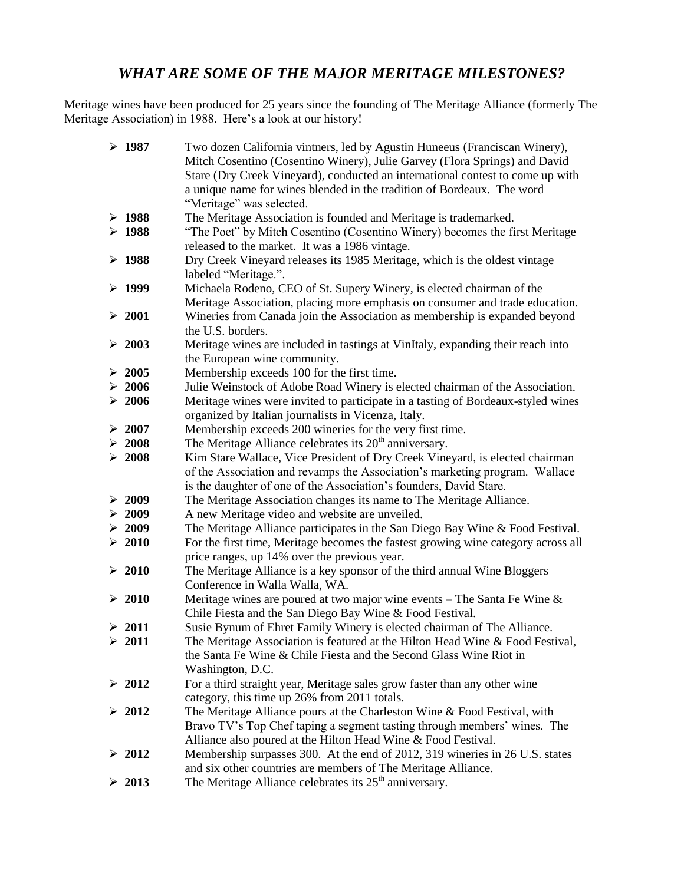## *WHAT ARE SOME OF THE MAJOR MERITAGE MILESTONES?*

Meritage wines have been produced for 25 years since the founding of The Meritage Alliance (formerly The Meritage Association) in 1988. Here's a look at our history!

- **1987** Two dozen California vintners, led by Agustin Huneeus (Franciscan Winery), Mitch Cosentino (Cosentino Winery), Julie Garvey (Flora Springs) and David Stare (Dry Creek Vineyard), conducted an international contest to come up with a unique name for wines blended in the tradition of Bordeaux. The word "Meritage" was selected.
- **1988** The Meritage Association is founded and Meritage is trademarked.
- **1988** "The Poet" by Mitch Cosentino (Cosentino Winery) becomes the first Meritage released to the market. It was a 1986 vintage.
- **1988** Dry Creek Vineyard releases its 1985 Meritage, which is the oldest vintage labeled "Meritage.".
- **1999** Michaela Rodeno, CEO of St. Supery Winery, is elected chairman of the Meritage Association, placing more emphasis on consumer and trade education.
- **2001** Wineries from Canada join the Association as membership is expanded beyond the U.S. borders.
- **2003** Meritage wines are included in tastings at VinItaly, expanding their reach into the European wine community.
- **2005** Membership exceeds 100 for the first time.
- **2006** Julie Weinstock of Adobe Road Winery is elected chairman of the Association.
- **2006** Meritage wines were invited to participate in a tasting of Bordeaux-styled wines organized by Italian journalists in Vicenza, Italy.
- **2007** Membership exceeds 200 wineries for the very first time.
- **2008** The Meritage Alliance celebrates its 20th anniversary.
- **2008** Kim Stare Wallace, Vice President of Dry Creek Vineyard, is elected chairman of the Association and revamps the Association's marketing program. Wallace is the daughter of one of the Association's founders, David Stare.
- **2009** The Meritage Association changes its name to The Meritage Alliance.
- **2009** A new Meritage video and website are unveiled.
- **2009** The Meritage Alliance participates in the San Diego Bay Wine & Food Festival.
- **2010** For the first time, Meritage becomes the fastest growing wine category across all price ranges, up 14% over the previous year.
- **2010** The Meritage Alliance is a key sponsor of the third annual Wine Bloggers Conference in Walla Walla, WA.
- **2010** Meritage wines are poured at two major wine events – The Santa Fe Wine & Chile Fiesta and the San Diego Bay Wine & Food Festival.
- **2011** Susie Bynum of Ehret Family Winery is elected chairman of The Alliance.
- **2011** The Meritage Association is featured at the Hilton Head Wine & Food Festival, the Santa Fe Wine & Chile Fiesta and the Second Glass Wine Riot in Washington, D.C.
- **2012** For a third straight year, Meritage sales grow faster than any other wine category, this time up 26% from 2011 totals.
- **2012** The Meritage Alliance pours at the Charleston Wine & Food Festival, with Bravo TV's Top Chef taping a segment tasting through members' wines. The Alliance also poured at the Hilton Head Wine & Food Festival.
- **2012** Membership surpasses 300. At the end of 2012, 319 wineries in 26 U.S. states and six other countries are members of The Meritage Alliance.
- **2013** The Meritage Alliance celebrates its 25th anniversary.